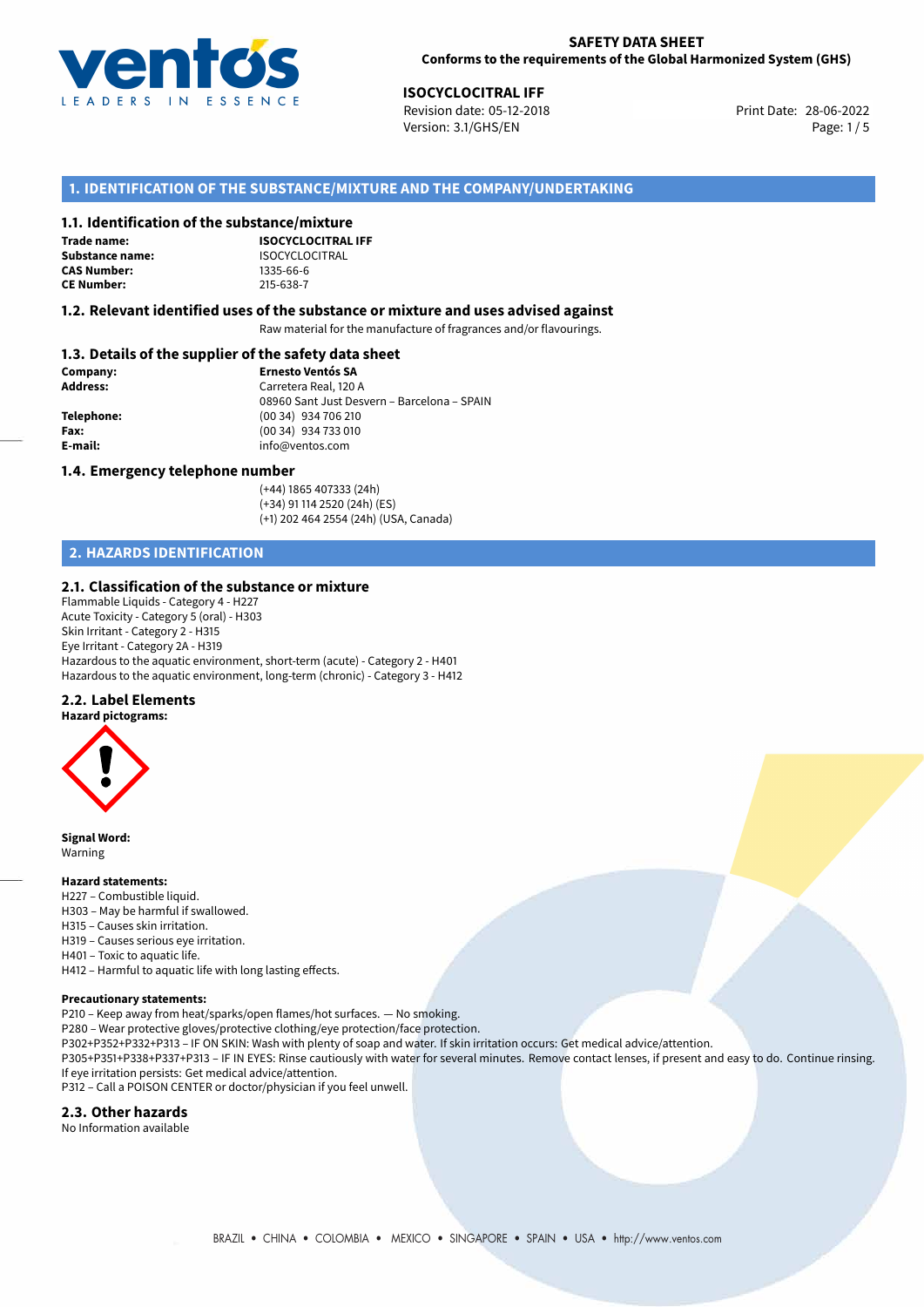**SAFETY DATA SHEET**
**Conforms to the requirements of the Global Harmonized System (GHS)**

**ISOCYCLOCITRAL IFF**
Revision date: 05-12-2018
Version: 3.1/GHS/EN
Print Date: 28-06-2022

## 1. IDENTIFICATION OF THE SUBSTANCE/MIXTURE AND THE COMPANY/UNDERTAKING

### 1.1. Identification of the substance/mixture

**Trade name:** **ISOCYCLOCITRAL IFF**
**Substance name:** ISOCYCLOCITRAL
**CAS Number:** 1335-66-6
**CE Number:** 215-638-7

### 1.2. Relevant identified uses of the substance or mixture and uses advised against

Raw material for the manufacture of fragrances and/or flavourings.

### 1.3. Details of the supplier of the safety data sheet

**Company:** **Ernesto Ventós SA**
**Address:** Carretera Real, 120 A
08960 Sant Just Desvern – Barcelona – SPAIN
**Telephone:** (00 34) 934 706 210
**Fax:** (00 34) 934 733 010
**E-mail:** info@ventos.com

### 1.4. Emergency telephone number

(+44) 1865 407333 (24h)
(+34) 91 114 2520 (24h) (ES)
(+1) 202 464 2554 (24h) (USA, Canada)

## 2. HAZARDS IDENTIFICATION

### 2.1. Classification of the substance or mixture

Flammable Liquids - Category 4 - H227
Acute Toxicity - Category 5 (oral) - H303
Skin Irritant - Category 2 - H315
Eye Irritant - Category 2A - H319
Hazardous to the aquatic environment, short-term (acute) - Category 2 - H401
Hazardous to the aquatic environment, long-term (chronic) - Category 3 - H412

### 2.2. Label Elements

**Hazard pictograms:**

**Signal Word:**
Warning

**Hazard statements:**
H227 – Combustible liquid.
H303 – May be harmful if swallowed.
H315 – Causes skin irritation.
H319 – Causes serious eye irritation.
H401 – Toxic to aquatic life.
H412 – Harmful to aquatic life with long lasting effects.

**Precautionary statements:**
P210 – Keep away from heat/sparks/open flames/hot surfaces. — No smoking.
P280 – Wear protective gloves/protective clothing/eye protection/face protection.
P302+P352+P332+P313 – IF ON SKIN: Wash with plenty of soap and water. If skin irritation occurs: Get medical advice/attention.
P305+P351+P338+P337+P313 – IF IN EYES: Rinse cautiously with water for several minutes. Remove contact lenses, if present and easy to do. Continue rinsing. If eye irritation persists: Get medical advice/attention.
P312 – Call a POISON CENTER or doctor/physician if you feel unwell.

### 2.3. Other hazards

No Information available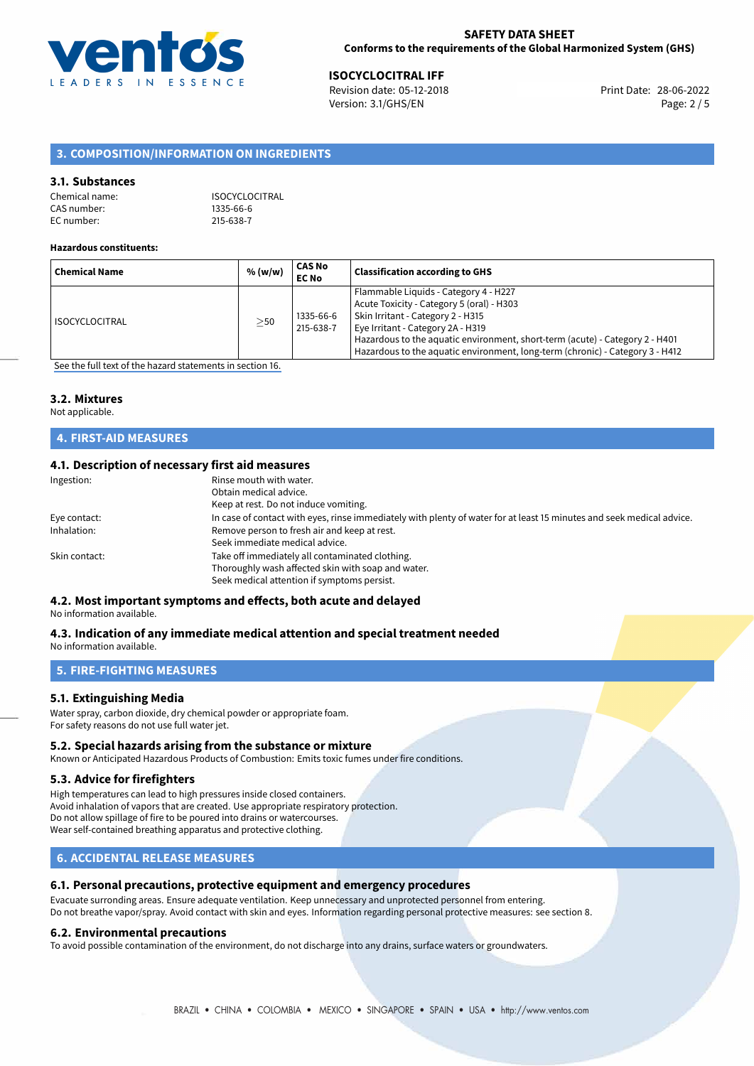## 3. COMPOSITION/INFORMATION ON INGREDIENTS

### 3.1. Substances

Chemical name: ISOCYCLOCITRAL
CAS number: 1335-66-6
EC number: 215-638-7

**Hazardous constituents:**

| Chemical Name | % (w/w) | CAS No EC No | Classification according to GHS |
|---|---|---|---|
| ISOCYCLOCITRAL | ≥50 | 1335-66-6 215-638-7 | Flammable Liquids - Category 4 - H227<br>Acute Toxicity - Category 5 (oral) - H303<br>Skin Irritant - Category 2 - H315<br>Eye Irritant - Category 2A - H319<br>Hazardous to the aquatic environment, short-term (acute) - Category 2 - H401<br>Hazardous to the aquatic environment, long-term (chronic) - Category 3 - H412 |

See the full text of the hazard statements in section 16.

### 3.2. Mixtures

Not applicable.

## 4. FIRST-AID MEASURES

### 4.1. Description of necessary first aid measures

Ingestion: Rinse mouth with water.
Obtain medical advice.
Keep at rest. Do not induce vomiting.

Eye contact: In case of contact with eyes, rinse immediately with plenty of water for at least 15 minutes and seek medical advice.

Inhalation: Remove person to fresh air and keep at rest.
Seek immediate medical advice.

Skin contact: Take off immediately all contaminated clothing.
Thoroughly wash affected skin with soap and water.
Seek medical attention if symptoms persist.

### 4.2. Most important symptoms and effects, both acute and delayed

No information available.

### 4.3. Indication of any immediate medical attention and special treatment needed

No information available.

## 5. FIRE-FIGHTING MEASURES

### 5.1. Extinguishing Media

Water spray, carbon dioxide, dry chemical powder or appropriate foam.
For safety reasons do not use full water jet.

### 5.2. Special hazards arising from the substance or mixture

Known or Anticipated Hazardous Products of Combustion: Emits toxic fumes under fire conditions.

### 5.3. Advice for firefighters

High temperatures can lead to high pressures inside closed containers.
Avoid inhalation of vapors that are created. Use appropriate respiratory protection.
Do not allow spillage of fire to be poured into drains or watercourses.
Wear self-contained breathing apparatus and protective clothing.

## 6. ACCIDENTAL RELEASE MEASURES

### 6.1. Personal precautions, protective equipment and emergency procedures

Evacuate surrounding areas. Ensure adequate ventilation. Keep unnecessary and unprotected personnel from entering.
Do not breathe vapor/spray. Avoid contact with skin and eyes. Information regarding personal protective measures: see section 8.

### 6.2. Environmental precautions

To avoid possible contamination of the environment, do not discharge into any drains, surface waters or groundwaters.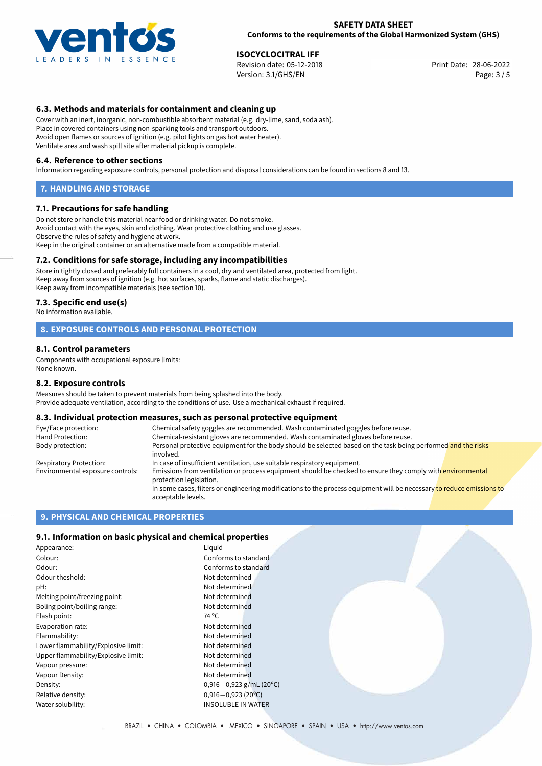### 6.3. Methods and materials for containment and cleaning up

Cover with an inert, inorganic, non-combustible absorbent material (e.g. dry-lime, sand, soda ash).
Place in covered containers using non-sparking tools and transport outdoors.
Avoid open flames or sources of ignition (e.g. pilot lights on gas hot water heater).
Ventilate area and wash spill site after material pickup is complete.

### 6.4. Reference to other sections

Information regarding exposure controls, personal protection and disposal considerations can be found in sections 8 and 13.

## 7. HANDLING AND STORAGE

### 7.1. Precautions for safe handling

Do not store or handle this material near food or drinking water. Do not smoke.
Avoid contact with the eyes, skin and clothing. Wear protective clothing and use glasses.
Observe the rules of safety and hygiene at work.
Keep in the original container or an alternative made from a compatible material.

### 7.2. Conditions for safe storage, including any incompatibilities

Store in tightly closed and preferably full containers in a cool, dry and ventilated area, protected from light.
Keep away from sources of ignition (e.g. hot surfaces, sparks, flame and static discharges).
Keep away from incompatible materials (see section 10).

### 7.3. Specific end use(s)

No information available.

## 8. EXPOSURE CONTROLS AND PERSONAL PROTECTION

### 8.1. Control parameters

Components with occupational exposure limits:
None known.

### 8.2. Exposure controls

Measures should be taken to prevent materials from being splashed into the body.
Provide adequate ventilation, according to the conditions of use. Use a mechanical exhaust if required.

### 8.3. Individual protection measures, such as personal protective equipment

| | |
|---|---|
| Eye/Face protection: | Chemical safety goggles are recommended. Wash contaminated goggles before reuse. |
| Hand Protection: | Chemical-resistant gloves are recommended. Wash contaminated gloves before reuse. |
| Body protection: | Personal protective equipment for the body should be selected based on the task being performed and the risks involved. |
| Respiratory Protection: | In case of insufficient ventilation, use suitable respiratory equipment. |
| Environmental exposure controls: | Emissions from ventilation or process equipment should be checked to ensure they comply with environmental protection legislation.<br>In some cases, filters or engineering modifications to the process equipment will be necessary to reduce emissions to acceptable levels. |

## 9. PHYSICAL AND CHEMICAL PROPERTIES

### 9.1. Information on basic physical and chemical properties

| | |
|---|---|
| Appearance: | Liquid |
| Colour: | Conforms to standard |
| Odour: | Conforms to standard |
| Odour theshold: | Not determined |
| pH: | Not determined |
| Melting point/freezing point: | Not determined |
| Boling point/boiling range: | Not determined |
| Flash point: | 74 °C |
| Evaporation rate: | Not determined |
| Flammability: | Not determined |
| Lower flammability/Explosive limit: | Not determined |
| Upper flammability/Explosive limit: | Not determined |
| Vapour pressure: | Not determined |
| Vapour Density: | Not determined |
| Density: | 0,916−0,923 g/mL (20°C) |
| Relative density: | 0,916−0,923 (20°C) |
| Water solubility: | INSOLUBLE IN WATER |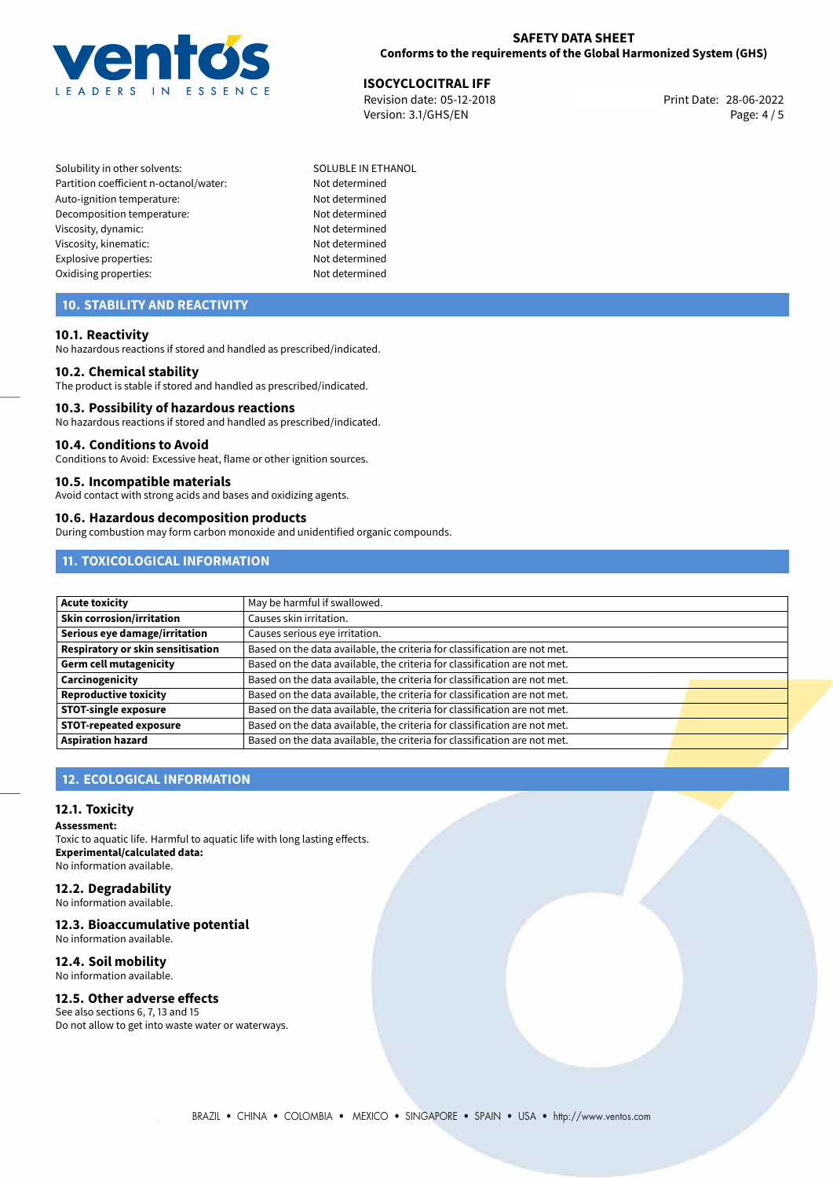| | |
|---|---|
| Solubility in other solvents: | SOLUBLE IN ETHANOL |
| Partition coefficient n-octanol/water: | Not determined |
| Auto-ignition temperature: | Not determined |
| Decomposition temperature: | Not determined |
| Viscosity, dynamic: | Not determined |
| Viscosity, kinematic: | Not determined |
| Explosive properties: | Not determined |
| Oxidising properties: | Not determined |

## 10. STABILITY AND REACTIVITY

### 10.1. Reactivity

No hazardous reactions if stored and handled as prescribed/indicated.

### 10.2. Chemical stability

The product is stable if stored and handled as prescribed/indicated.

### 10.3. Possibility of hazardous reactions

No hazardous reactions if stored and handled as prescribed/indicated.

### 10.4. Conditions to Avoid

Conditions to Avoid: Excessive heat, flame or other ignition sources.

### 10.5. Incompatible materials

Avoid contact with strong acids and bases and oxidizing agents.

### 10.6. Hazardous decomposition products

During combustion may form carbon monoxide and unidentified organic compounds.

## 11. TOXICOLOGICAL INFORMATION

| | |
|---|---|
| **Acute toxicity** | May be harmful if swallowed. |
| **Skin corrosion/irritation** | Causes skin irritation. |
| **Serious eye damage/irritation** | Causes serious eye irritation. |
| **Respiratory or skin sensitisation** | Based on the data available, the criteria for classification are not met. |
| **Germ cell mutagenicity** | Based on the data available, the criteria for classification are not met. |
| **Carcinogenicity** | Based on the data available, the criteria for classification are not met. |
| **Reproductive toxicity** | Based on the data available, the criteria for classification are not met. |
| **STOT-single exposure** | Based on the data available, the criteria for classification are not met. |
| **STOT-repeated exposure** | Based on the data available, the criteria for classification are not met. |
| **Aspiration hazard** | Based on the data available, the criteria for classification are not met. |

## 12. ECOLOGICAL INFORMATION

### 12.1. Toxicity

**Assessment:**
Toxic to aquatic life. Harmful to aquatic life with long lasting effects.
**Experimental/calculated data:**
No information available.

### 12.2. Degradability

No information available.

### 12.3. Bioaccumulative potential

No information available.

### 12.4. Soil mobility

No information available.

### 12.5. Other adverse effects

See also sections 6, 7, 13 and 15
Do not allow to get into waste water or waterways.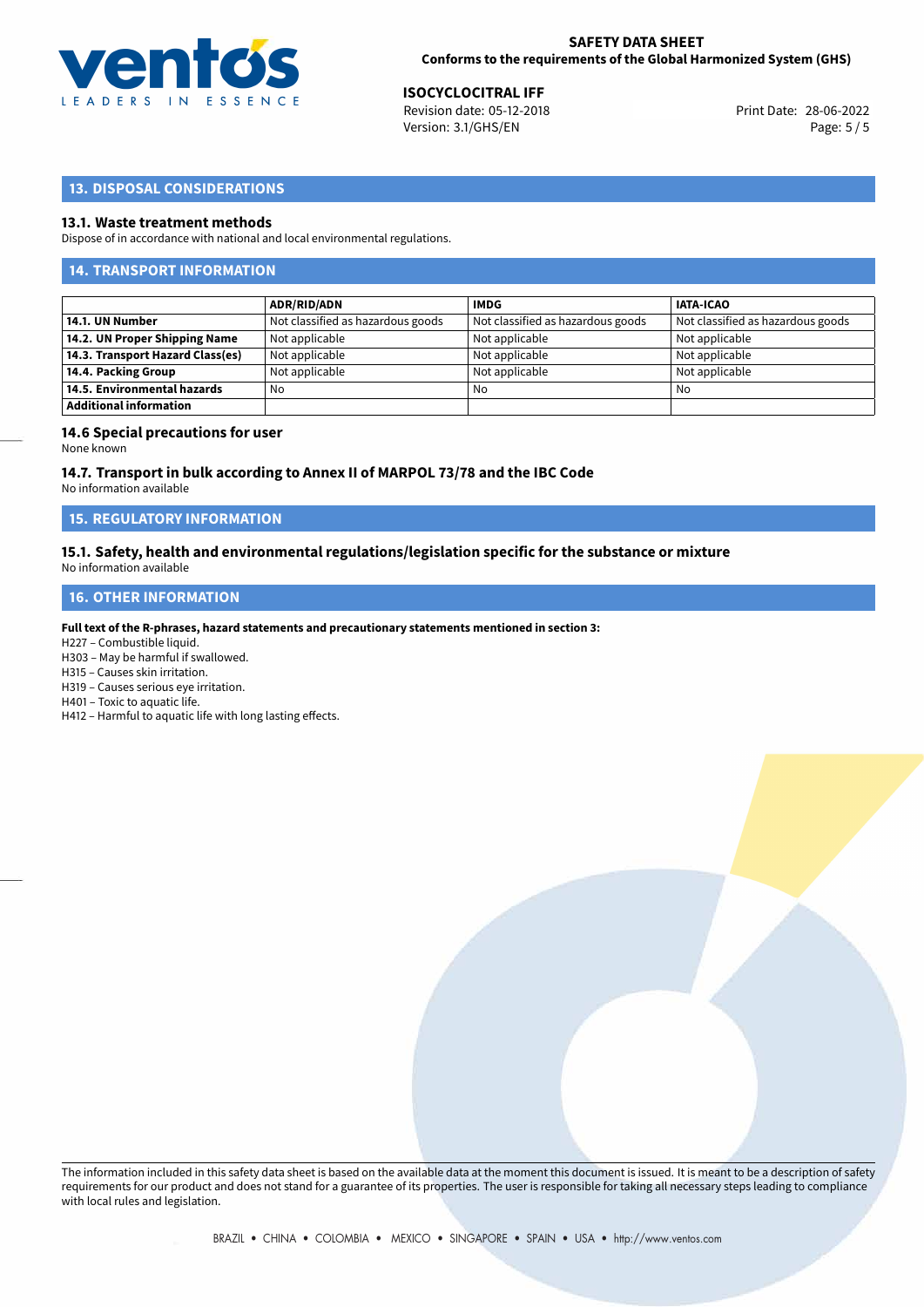## 13. DISPOSAL CONSIDERATIONS

### 13.1. Waste treatment methods

Dispose of in accordance with national and local environmental regulations.

## 14. TRANSPORT INFORMATION

| | ADR/RID/ADN | IMDG | IATA-ICAO |
|---|---|---|---|
| **14.1. UN Number** | Not classified as hazardous goods | Not classified as hazardous goods | Not classified as hazardous goods |
| **14.2. UN Proper Shipping Name** | Not applicable | Not applicable | Not applicable |
| **14.3. Transport Hazard Class(es)** | Not applicable | Not applicable | Not applicable |
| **14.4. Packing Group** | Not applicable | Not applicable | Not applicable |
| **14.5. Environmental hazards** | No | No | No |
| **Additional information** | | | |

### 14.6 Special precautions for user

None known

### 14.7. Transport in bulk according to Annex II of MARPOL 73/78 and the IBC Code

No information available

## 15. REGULATORY INFORMATION

### 15.1. Safety, health and environmental regulations/legislation specific for the substance or mixture

No information available

## 16. OTHER INFORMATION

**Full text of the R-phrases, hazard statements and precautionary statements mentioned in section 3:**

H227 – Combustible liquid.
H303 – May be harmful if swallowed.
H315 – Causes skin irritation.
H319 – Causes serious eye irritation.
H401 – Toxic to aquatic life.
H412 – Harmful to aquatic life with long lasting effects.

The information included in this safety data sheet is based on the available data at the moment this document is issued. It is meant to be a description of safety requirements for our product and does not stand for a guarantee of its properties. The user is responsible for taking all necessary steps leading to compliance with local rules and legislation.